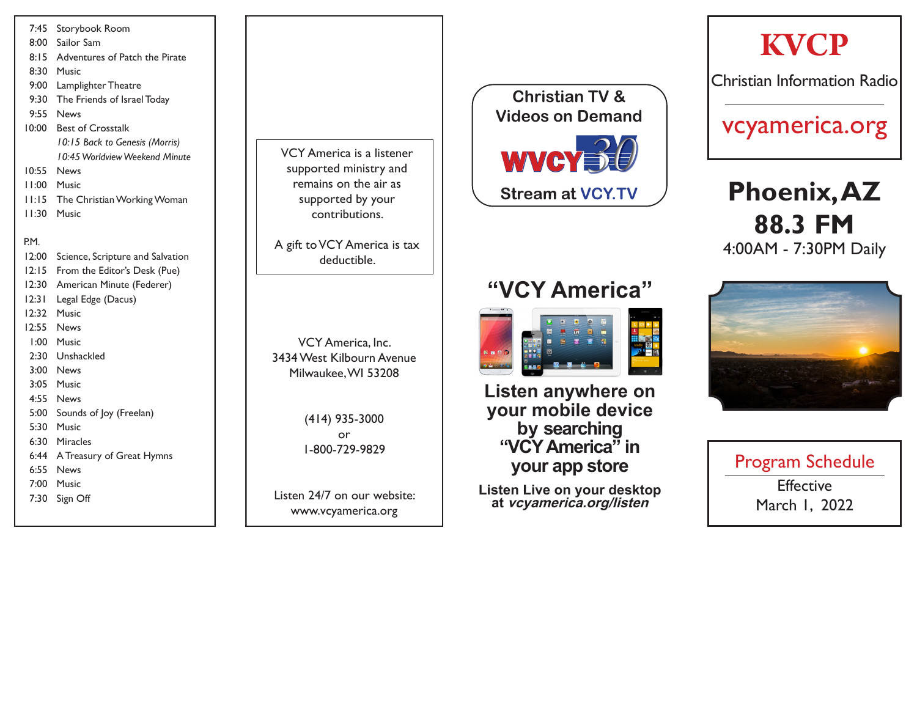| | |
|---|---|
| 7:45 | Storybook Room |
| 8:00 | Sailor Sam |
| 8:15 | Adventures of Patch the Pirate |
| 8:30 | Music |
| 9:00 | Lamplighter Theatre |
| 9:30 | The Friends of Israel Today |
| 9:55 | News |
| 10:00 | Best of Crosstalk |
| | *10:15 Back to Genesis (Morris)* |
| | *10:45 Worldview Weekend Minute* |
| 10:55 | News |
| 11:00 | Music |
| 11:15 | The Christian Working Woman |
| 11:30 | Music |

P.M.

| | |
|---|---|
| 12:00 | Science, Scripture and Salvation |
| 12:15 | From the Editor's Desk (Pue) |
| 12:30 | American Minute (Federer) |
| 12:31 | Legal Edge (Dacus) |
| 12:32 | Music |
| 12:55 | News |
| 1:00 | Music |
| 2:30 | Unshackled |
| 3:00 | News |
| 3:05 | Music |
| 4:55 | News |
| 5:00 | Sounds of Joy (Freelan) |
| 5:30 | Music |
| 6:30 | Miracles |
| 6:44 | A Treasury of Great Hymns |
| 6:55 | News |
| 7:00 | Music |
| 7:30 | Sign Off |

VCY America is a listener supported ministry and remains on the air as supported by your contributions.

A gift to VCY America is tax deductible.

VCY America, Inc.
3434 West Kilbourn Avenue
Milwaukee, WI 53208

(414) 935-3000
or
1-800-729-9829

Listen 24/7 on our website:
www.vcyamerica.org

**Christian TV & Videos on Demand**

WVCY 30

**Stream at VCY.TV**

## "VCY America"

**Listen anywhere on your mobile device by searching "VCY America" in your app store**

**Listen Live on your desktop at *vcyamerica.org/listen***

# KVCP

Christian Information Radio

vcyamerica.org

# Phoenix, AZ
# 88.3 FM

4:00AM - 7:30PM Daily

Program Schedule

Effective
March 1, 2022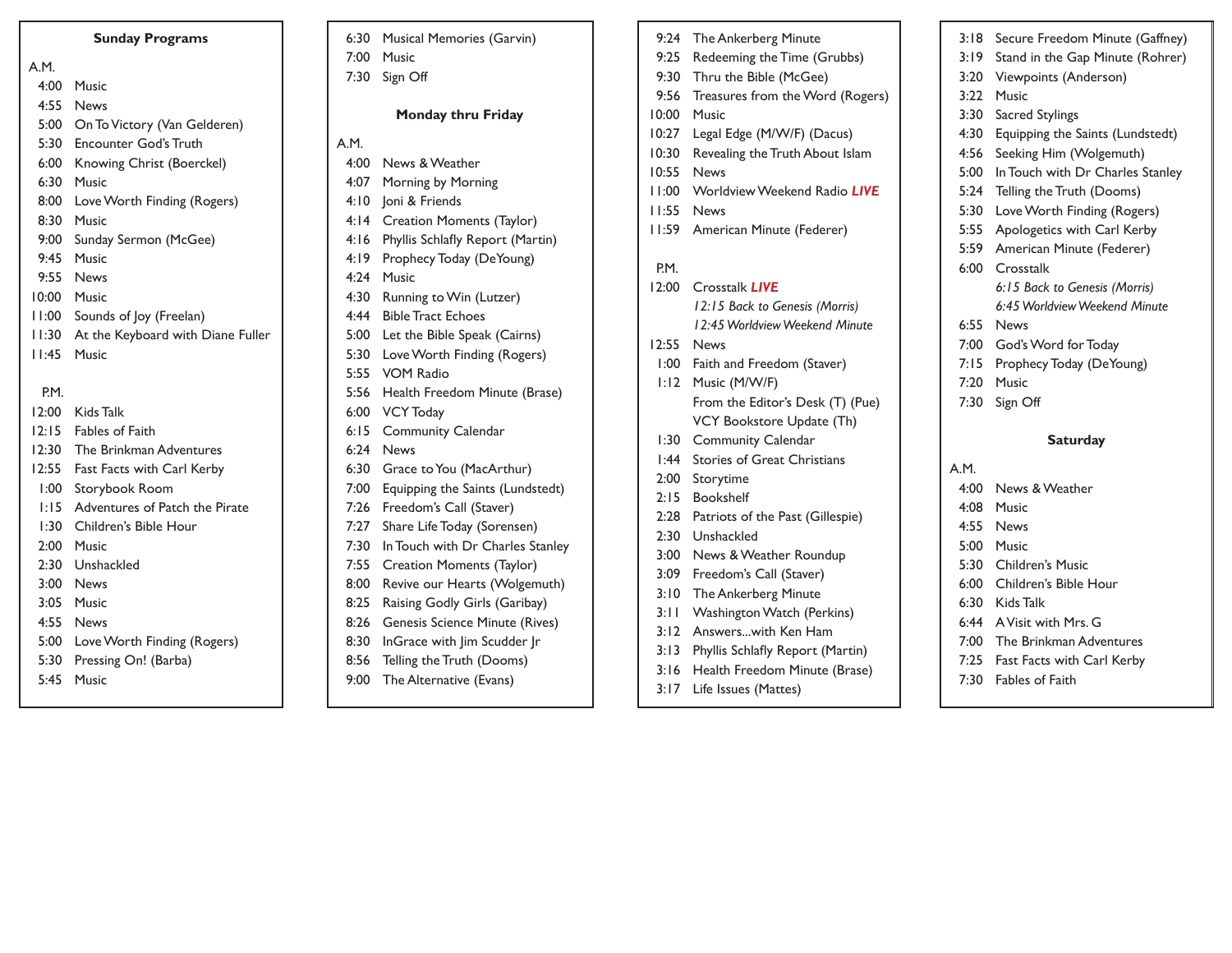## Sunday Programs

A.M.

| | |
|---|---|
| 4:00 | Music |
| 4:55 | News |
| 5:00 | On To Victory (Van Gelderen) |
| 5:30 | Encounter God's Truth |
| 6:00 | Knowing Christ (Boerckel) |
| 6:30 | Music |
| 8:00 | Love Worth Finding (Rogers) |
| 8:30 | Music |
| 9:00 | Sunday Sermon (McGee) |
| 9:45 | Music |
| 9:55 | News |
| 10:00 | Music |
| 11:00 | Sounds of Joy (Freelan) |
| 11:30 | At the Keyboard with Diane Fuller |
| 11:45 | Music |

P.M.

| | |
|---|---|
| 12:00 | Kids Talk |
| 12:15 | Fables of Faith |
| 12:30 | The Brinkman Adventures |
| 12:55 | Fast Facts with Carl Kerby |
| 1:00 | Storybook Room |
| 1:15 | Adventures of Patch the Pirate |
| 1:30 | Children's Bible Hour |
| 2:00 | Music |
| 2:30 | Unshackled |
| 3:00 | News |
| 3:05 | Music |
| 4:55 | News |
| 5:00 | Love Worth Finding (Rogers) |
| 5:30 | Pressing On! (Barba) |
| 5:45 | Music |
| 6:30 | Musical Memories (Garvin) |
| 7:00 | Music |
| 7:30 | Sign Off |

## Monday thru Friday

A.M.

| | |
|---|---|
| 4:00 | News & Weather |
| 4:07 | Morning by Morning |
| 4:10 | Joni & Friends |
| 4:14 | Creation Moments (Taylor) |
| 4:16 | Phyllis Schlafly Report (Martin) |
| 4:19 | Prophecy Today (DeYoung) |
| 4:24 | Music |
| 4:30 | Running to Win (Lutzer) |
| 4:44 | Bible Tract Echoes |
| 5:00 | Let the Bible Speak (Cairns) |
| 5:30 | Love Worth Finding (Rogers) |
| 5:55 | VOM Radio |
| 5:56 | Health Freedom Minute (Brase) |
| 6:00 | VCY Today |
| 6:15 | Community Calendar |
| 6:24 | News |
| 6:30 | Grace to You (MacArthur) |
| 7:00 | Equipping the Saints (Lundstedt) |
| 7:26 | Freedom's Call (Staver) |
| 7:27 | Share Life Today (Sorensen) |
| 7:30 | In Touch with Dr Charles Stanley |
| 7:55 | Creation Moments (Taylor) |
| 8:00 | Revive our Hearts (Wolgemuth) |
| 8:25 | Raising Godly Girls (Garibay) |
| 8:26 | Genesis Science Minute (Rives) |
| 8:30 | InGrace with Jim Scudder Jr |
| 8:56 | Telling the Truth (Dooms) |
| 9:00 | The Alternative (Evans) |
| 9:24 | The Ankerberg Minute |
| 9:25 | Redeeming the Time (Grubbs) |
| 9:30 | Thru the Bible (McGee) |
| 9:56 | Treasures from the Word (Rogers) |
| 10:00 | Music |
| 10:27 | Legal Edge (M/W/F) (Dacus) |
| 10:30 | Revealing the Truth About Islam |
| 10:55 | News |
| 11:00 | Worldview Weekend Radio ***LIVE*** |
| 11:55 | News |
| 11:59 | American Minute (Federer) |

P.M.

| | |
|---|---|
| 12:00 | Crosstalk ***LIVE*** |
| | *12:15 Back to Genesis (Morris)* |
| | *12:45 Worldview Weekend Minute* |
| 12:55 | News |
| 1:00 | Faith and Freedom (Staver) |
| 1:12 | Music (M/W/F) |
| | From the Editor's Desk (T) (Pue) |
| | VCY Bookstore Update (Th) |
| 1:30 | Community Calendar |
| 1:44 | Stories of Great Christians |
| 2:00 | Storytime |
| 2:15 | Bookshelf |
| 2:28 | Patriots of the Past (Gillespie) |
| 2:30 | Unshackled |
| 3:00 | News & Weather Roundup |
| 3:09 | Freedom's Call (Staver) |
| 3:10 | The Ankerberg Minute |
| 3:11 | Washington Watch (Perkins) |
| 3:12 | Answers...with Ken Ham |
| 3:13 | Phyllis Schlafly Report (Martin) |
| 3:16 | Health Freedom Minute (Brase) |
| 3:17 | Life Issues (Mattes) |
| 3:18 | Secure Freedom Minute (Gaffney) |
| 3:19 | Stand in the Gap Minute (Rohrer) |
| 3:20 | Viewpoints (Anderson) |
| 3:22 | Music |
| 3:30 | Sacred Stylings |
| 4:30 | Equipping the Saints (Lundstedt) |
| 4:56 | Seeking Him (Wolgemuth) |
| 5:00 | In Touch with Dr Charles Stanley |
| 5:24 | Telling the Truth (Dooms) |
| 5:30 | Love Worth Finding (Rogers) |
| 5:55 | Apologetics with Carl Kerby |
| 5:59 | American Minute (Federer) |
| 6:00 | Crosstalk |
| | *6:15 Back to Genesis (Morris)* |
| | *6:45 Worldview Weekend Minute* |
| 6:55 | News |
| 7:00 | God's Word for Today |
| 7:15 | Prophecy Today (DeYoung) |
| 7:20 | Music |
| 7:30 | Sign Off |

## Saturday

A.M.

| | |
|---|---|
| 4:00 | News & Weather |
| 4:08 | Music |
| 4:55 | News |
| 5:00 | Music |
| 5:30 | Children's Music |
| 6:00 | Children's Bible Hour |
| 6:30 | Kids Talk |
| 6:44 | A Visit with Mrs. G |
| 7:00 | The Brinkman Adventures |
| 7:25 | Fast Facts with Carl Kerby |
| 7:30 | Fables of Faith |